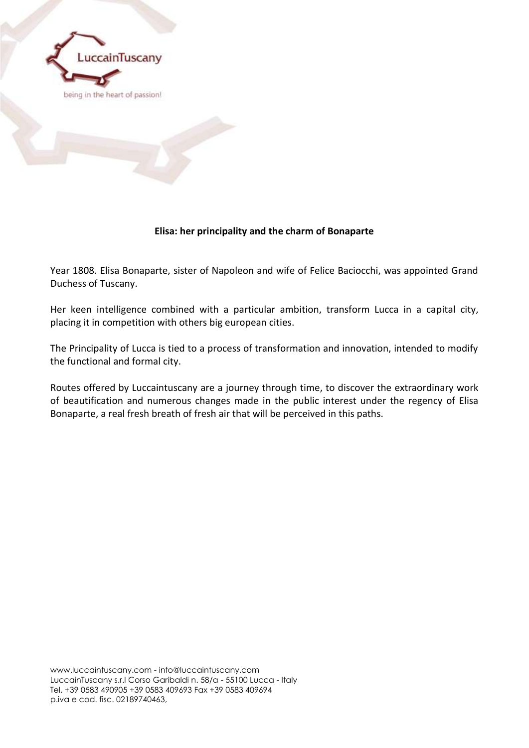LuccainTuscany

being in the heart of passion!

**Elisa: her principality and the charm of Bonaparte**

Year 1808. Elisa Bonaparte, sister of Napoleon and wife of Felice Baciocchi, was appointed Grand Duchess of Tuscany.

Her keen intelligence combined with a particular ambition, transform Lucca in a capital city, placing it in competition with others big european cities.

The Principality of Lucca is tied to a process of transformation and innovation, intended to modify the functional and formal city.

Routes offered by Luccaintuscany are a journey through time, to discover the extraordinary work of beautification and numerous changes made in the public interest under the regency of Elisa Bonaparte, a real fresh breath of fresh air that will be perceived in this paths.

www.luccaintuscany.com - info@luccaintuscany.com
LuccainTuscany s.r.l Corso Garibaldi n. 58/a - 55100 Lucca - Italy
Tel. +39 0583 490905 +39 0583 409693 Fax +39 0583 409694
p.iva e cod. fisc. 02189740463,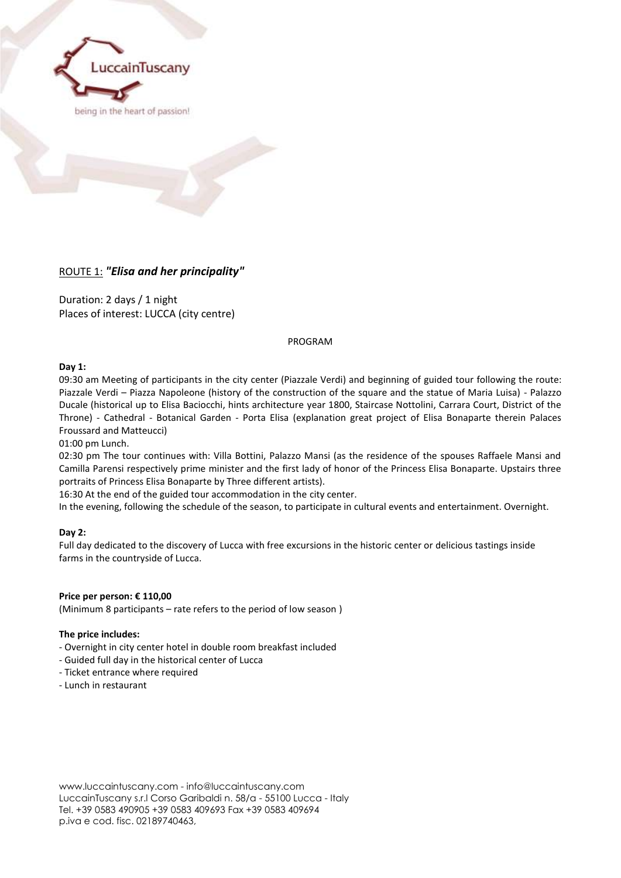LuccainTuscany

being in the heart of passion!

## ROUTE 1: ***"Elisa and her principality"***

Duration: 2 days / 1 night
Places of interest: LUCCA (city centre)

PROGRAM

**Day 1:**

09:30 am Meeting of participants in the city center (Piazzale Verdi) and beginning of guided tour following the route: Piazzale Verdi – Piazza Napoleone (history of the construction of the square and the statue of Maria Luisa) - Palazzo Ducale (historical up to Elisa Baciocchi, hints architecture year 1800, Staircase Nottolini, Carrara Court, District of the Throne) - Cathedral - Botanical Garden - Porta Elisa (explanation great project of Elisa Bonaparte therein Palaces Froussard and Matteucci)

01:00 pm Lunch.

02:30 pm The tour continues with: Villa Bottini, Palazzo Mansi (as the residence of the spouses Raffaele Mansi and Camilla Parensi respectively prime minister and the first lady of honor of the Princess Elisa Bonaparte. Upstairs three portraits of Princess Elisa Bonaparte by Three different artists).

16:30 At the end of the guided tour accommodation in the city center.

In the evening, following the schedule of the season, to participate in cultural events and entertainment. Overnight.

**Day 2:**

Full day dedicated to the discovery of Lucca with free excursions in the historic center or delicious tastings inside farms in the countryside of Lucca.

**Price per person: € 110,00**

(Minimum 8 participants – rate refers to the period of low season )

**The price includes:**

- Overnight in city center hotel in double room breakfast included
- Guided full day in the historical center of Lucca
- Ticket entrance where required
- Lunch in restaurant

www.luccaintuscany.com - info@luccaintuscany.com
LuccainTuscany s.r.l Corso Garibaldi n. 58/a - 55100 Lucca - Italy
Tel. +39 0583 490905 +39 0583 409693 Fax +39 0583 409694
p.iva e cod. fisc. 02189740463,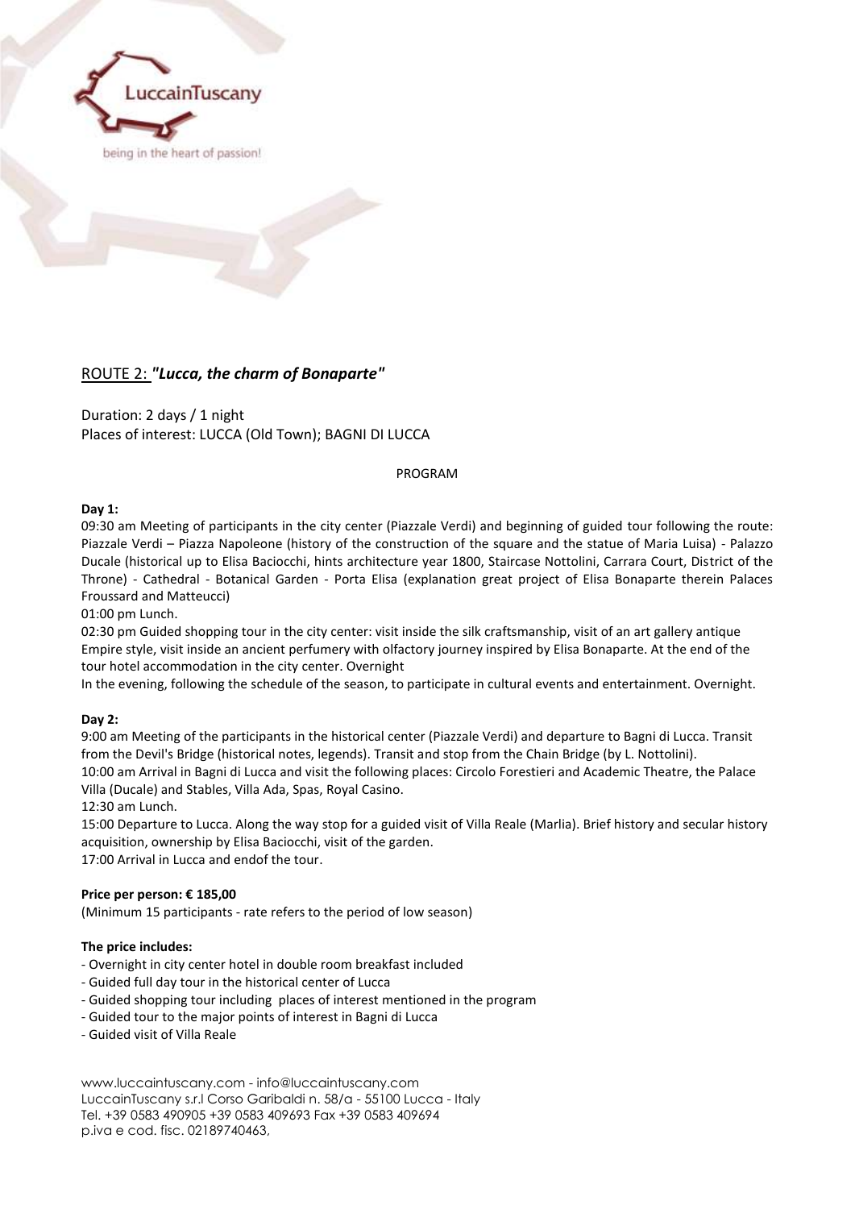LuccainTuscany

being in the heart of passion!

## ROUTE 2: *"Lucca, the charm of Bonaparte"*

Duration: 2 days / 1 night
Places of interest: LUCCA (Old Town); BAGNI DI LUCCA

PROGRAM

**Day 1:**

09:30 am Meeting of participants in the city center (Piazzale Verdi) and beginning of guided tour following the route: Piazzale Verdi – Piazza Napoleone (history of the construction of the square and the statue of Maria Luisa) - Palazzo Ducale (historical up to Elisa Baciocchi, hints architecture year 1800, Staircase Nottolini, Carrara Court, District of the Throne) - Cathedral - Botanical Garden - Porta Elisa (explanation great project of Elisa Bonaparte therein Palaces Froussard and Matteucci)

01:00 pm Lunch.

02:30 pm Guided shopping tour in the city center: visit inside the silk craftsmanship, visit of an art gallery antique Empire style, visit inside an ancient perfumery with olfactory journey inspired by Elisa Bonaparte. At the end of the tour hotel accommodation in the city center. Overnight

In the evening, following the schedule of the season, to participate in cultural events and entertainment. Overnight.

**Day 2:**

9:00 am Meeting of the participants in the historical center (Piazzale Verdi) and departure to Bagni di Lucca. Transit from the Devil's Bridge (historical notes, legends). Transit and stop from the Chain Bridge (by L. Nottolini).

10:00 am Arrival in Bagni di Lucca and visit the following places: Circolo Forestieri and Academic Theatre, the Palace Villa (Ducale) and Stables, Villa Ada, Spas, Royal Casino.

12:30 am Lunch.

15:00 Departure to Lucca. Along the way stop for a guided visit of Villa Reale (Marlia). Brief history and secular history acquisition, ownership by Elisa Baciocchi, visit of the garden.

17:00 Arrival in Lucca and endof the tour.

**Price per person: € 185,00**

(Minimum 15 participants - rate refers to the period of low season)

**The price includes:**

- Overnight in city center hotel in double room breakfast included
- Guided full day tour in the historical center of Lucca
- Guided shopping tour including places of interest mentioned in the program
- Guided tour to the major points of interest in Bagni di Lucca
- Guided visit of Villa Reale

www.luccaintuscany.com - info@luccaintuscany.com
LuccainTuscany s.r.l Corso Garibaldi n. 58/a - 55100 Lucca - Italy
Tel. +39 0583 490905 +39 0583 409693 Fax +39 0583 409694
p.iva e cod. fisc. 02189740463,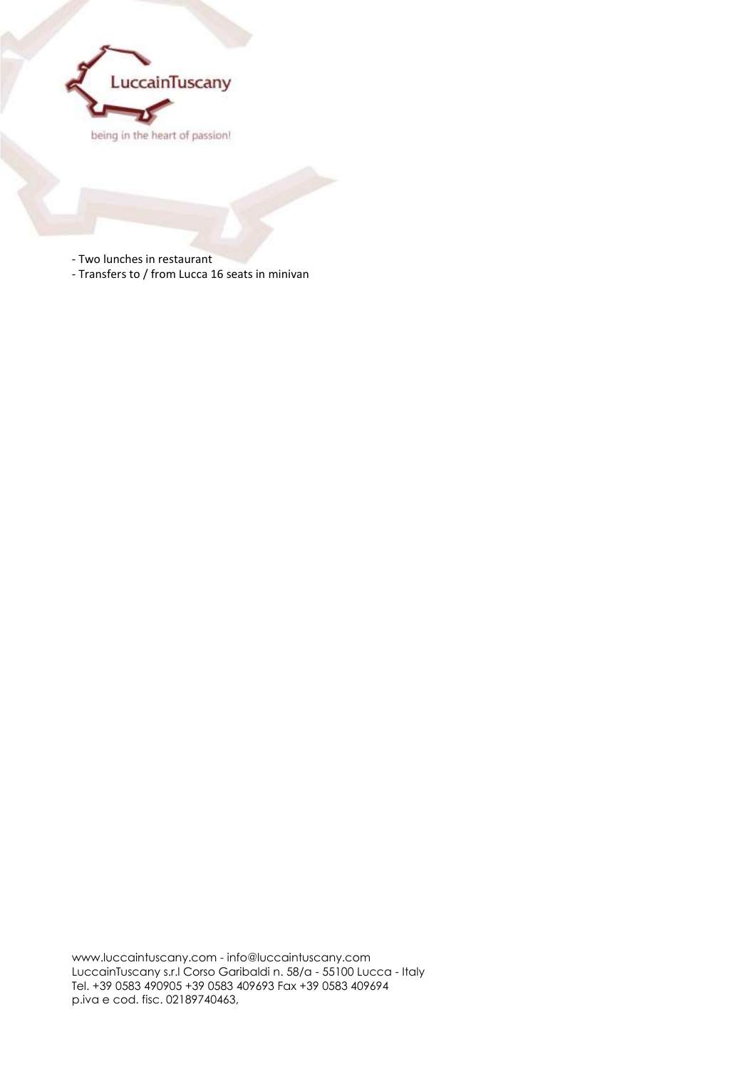- Two lunches in restaurant
- Transfers to / from Lucca 16 seats in minivan